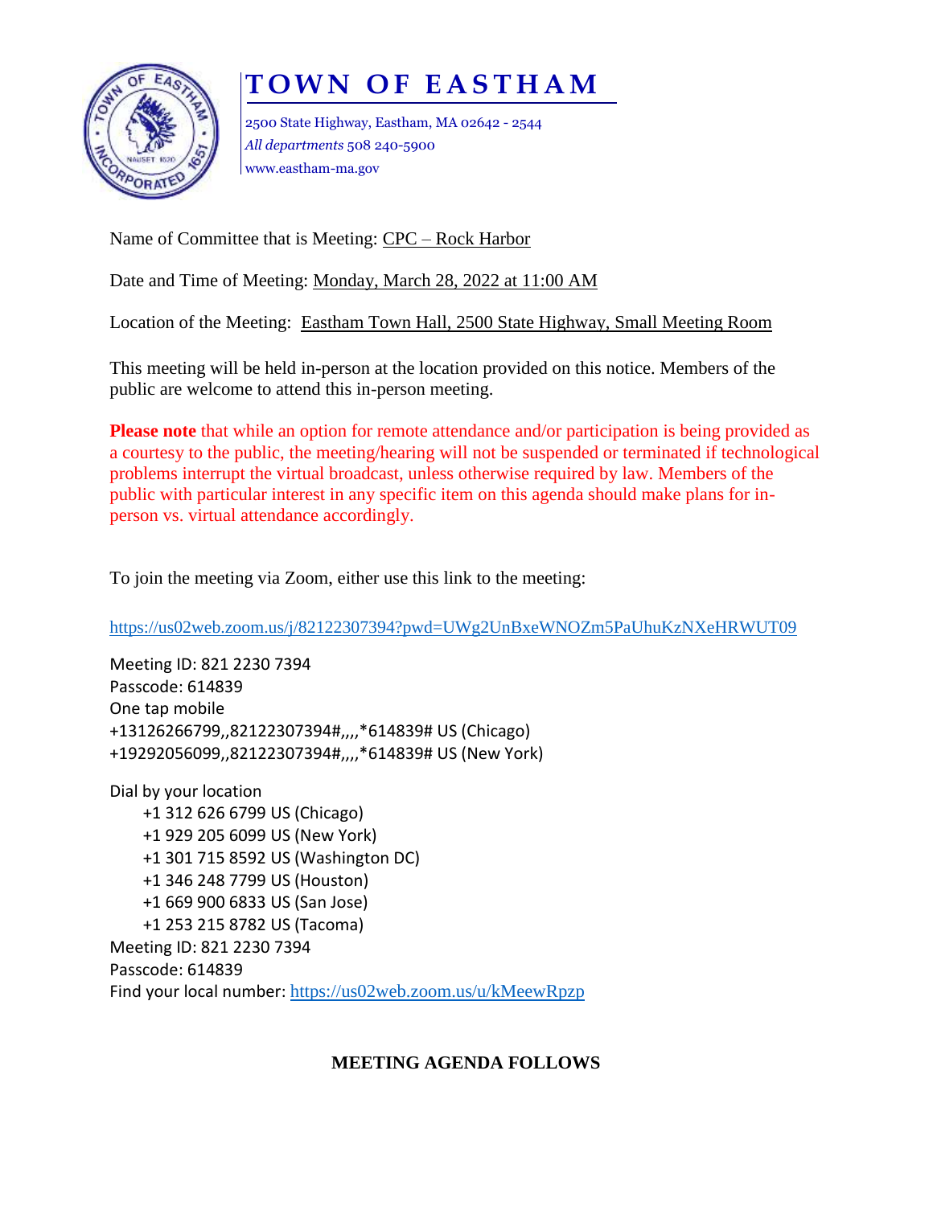# TOWN OF EASTHAM

2500 State Highway, Eastham, MA 02642 - 2544
*All departments* 508 240-5900
www.eastham-ma.gov

Name of Committee that is Meeting: CPC – Rock Harbor

Date and Time of Meeting: Monday, March 28, 2022 at 11:00 AM

Location of the Meeting: Eastham Town Hall, 2500 State Highway, Small Meeting Room

This meeting will be held in-person at the location provided on this notice. Members of the public are welcome to attend this in-person meeting.

**Please note** that while an option for remote attendance and/or participation is being provided as a courtesy to the public, the meeting/hearing will not be suspended or terminated if technological problems interrupt the virtual broadcast, unless otherwise required by law. Members of the public with particular interest in any specific item on this agenda should make plans for in-person vs. virtual attendance accordingly.

To join the meeting via Zoom, either use this link to the meeting:

https://us02web.zoom.us/j/82122307394?pwd=UWg2UnBxeWNOZm5PaUhuKzNXeHRWUT09

Meeting ID: 821 2230 7394
Passcode: 614839
One tap mobile
+13126266799,,82122307394#,,,,*614839# US (Chicago)
+19292056099,,82122307394#,,,,*614839# US (New York)

Dial by your location
- +1 312 626 6799 US (Chicago)
- +1 929 205 6099 US (New York)
- +1 301 715 8592 US (Washington DC)
- +1 346 248 7799 US (Houston)
- +1 669 900 6833 US (San Jose)
- +1 253 215 8782 US (Tacoma)

Meeting ID: 821 2230 7394
Passcode: 614839
Find your local number: https://us02web.zoom.us/u/kMeewRpzp

**MEETING AGENDA FOLLOWS**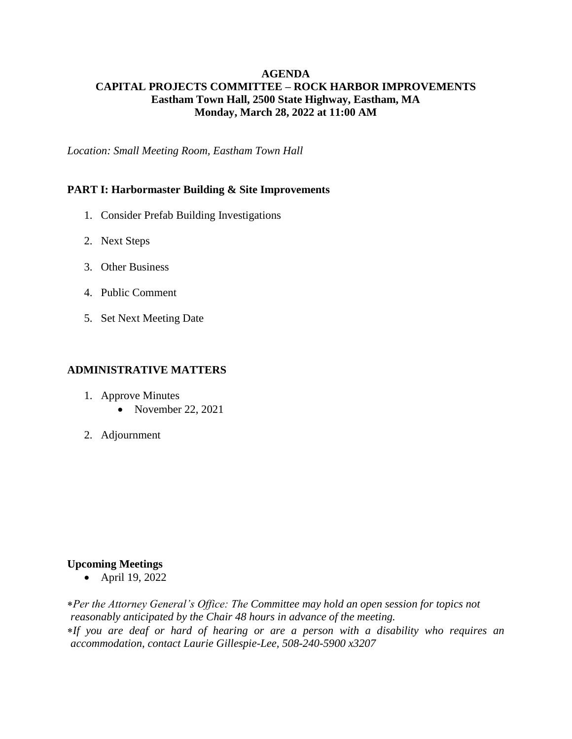**AGENDA**
**CAPITAL PROJECTS COMMITTEE – ROCK HARBOR IMPROVEMENTS**
**Eastham Town Hall, 2500 State Highway, Eastham, MA**
**Monday, March 28, 2022 at 11:00 AM**

*Location: Small Meeting Room, Eastham Town Hall*

### PART I: Harbormaster Building & Site Improvements

1. Consider Prefab Building Investigations
2. Next Steps
3. Other Business
4. Public Comment
5. Set Next Meeting Date

### ADMINISTRATIVE MATTERS

1. Approve Minutes
   - November 22, 2021
2. Adjournment

**Upcoming Meetings**

- April 19, 2022

∗*Per the Attorney General's Office: The Committee may hold an open session for topics not reasonably anticipated by the Chair 48 hours in advance of the meeting.*

∗*If you are deaf or hard of hearing or are a person with a disability who requires an accommodation, contact Laurie Gillespie-Lee, 508-240-5900 x3207*